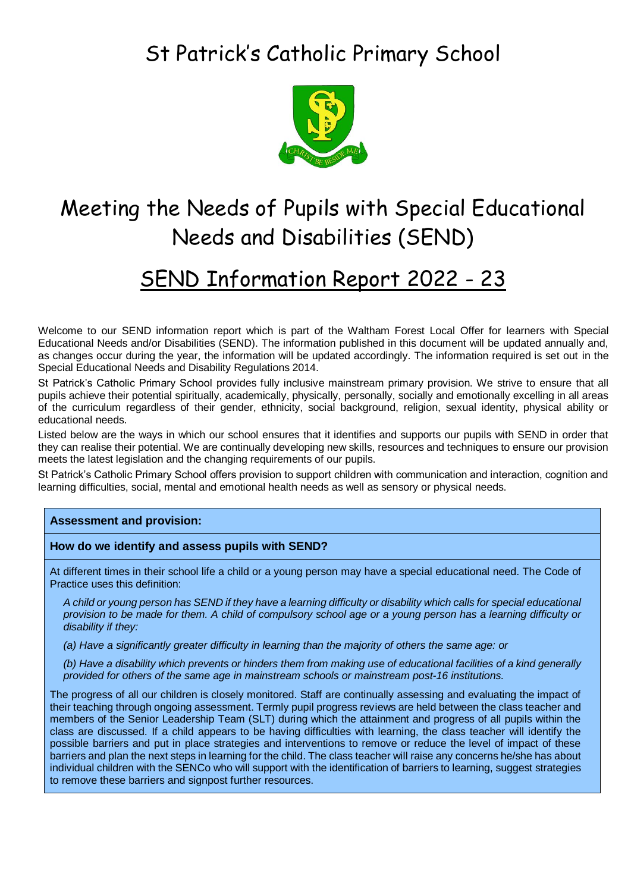# St Patrick's Catholic Primary School

# Meeting the Needs of Pupils with Special Educational Needs and Disabilities (SEND)

## SEND Information Report 2022 - 23

Welcome to our SEND information report which is part of the Waltham Forest Local Offer for learners with Special Educational Needs and/or Disabilities (SEND). The information published in this document will be updated annually and, as changes occur during the year, the information will be updated accordingly. The information required is set out in the Special Educational Needs and Disability Regulations 2014.

St Patrick's Catholic Primary School provides fully inclusive mainstream primary provision. We strive to ensure that all pupils achieve their potential spiritually, academically, physically, personally, socially and emotionally excelling in all areas of the curriculum regardless of their gender, ethnicity, social background, religion, sexual identity, physical ability or educational needs.

Listed below are the ways in which our school ensures that it identifies and supports our pupils with SEND in order that they can realise their potential. We are continually developing new skills, resources and techniques to ensure our provision meets the latest legislation and the changing requirements of our pupils.

St Patrick's Catholic Primary School offers provision to support children with communication and interaction, cognition and learning difficulties, social, mental and emotional health needs as well as sensory or physical needs.

**Assessment and provision:**

**How do we identify and assess pupils with SEND?**

At different times in their school life a child or a young person may have a special educational need. The Code of Practice uses this definition:

*A child or young person has SEND if they have a learning difficulty or disability which calls for special educational provision to be made for them. A child of compulsory school age or a young person has a learning difficulty or disability if they:*

*(a) Have a significantly greater difficulty in learning than the majority of others the same age: or*

*(b) Have a disability which prevents or hinders them from making use of educational facilities of a kind generally provided for others of the same age in mainstream schools or mainstream post-16 institutions.*

The progress of all our children is closely monitored. Staff are continually assessing and evaluating the impact of their teaching through ongoing assessment. Termly pupil progress reviews are held between the class teacher and members of the Senior Leadership Team (SLT) during which the attainment and progress of all pupils within the class are discussed. If a child appears to be having difficulties with learning, the class teacher will identify the possible barriers and put in place strategies and interventions to remove or reduce the level of impact of these barriers and plan the next steps in learning for the child. The class teacher will raise any concerns he/she has about individual children with the SENCo who will support with the identification of barriers to learning, suggest strategies to remove these barriers and signpost further resources.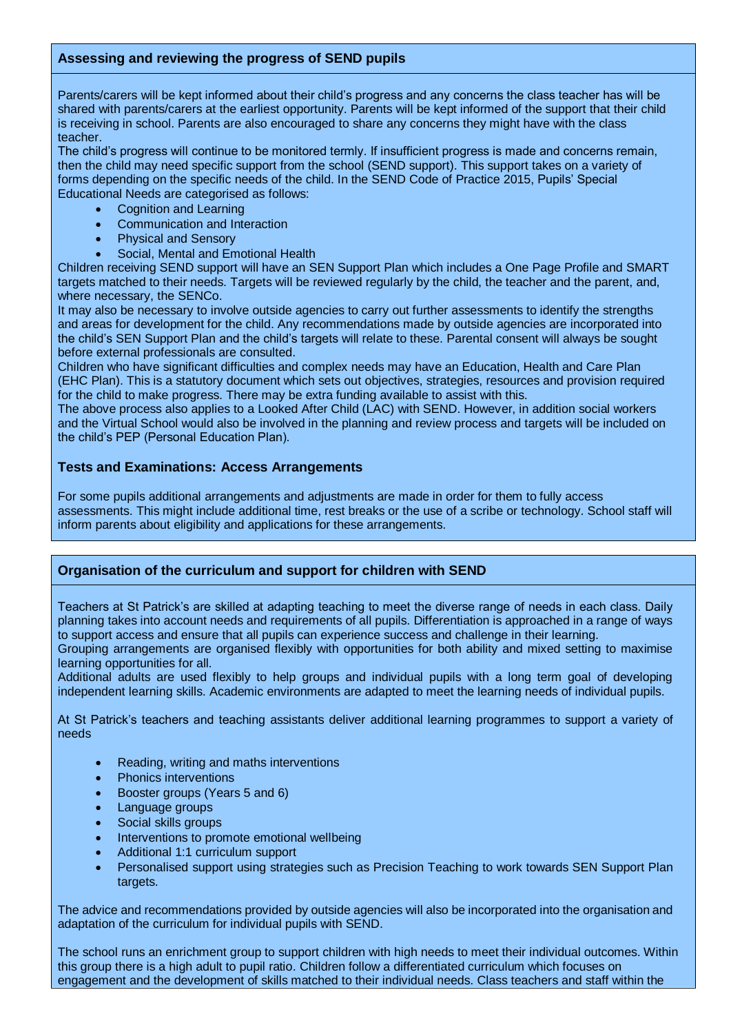## Assessing and reviewing the progress of SEND pupils

Parents/carers will be kept informed about their child's progress and any concerns the class teacher has will be shared with parents/carers at the earliest opportunity. Parents will be kept informed of the support that their child is receiving in school. Parents are also encouraged to share any concerns they might have with the class teacher.

The child's progress will continue to be monitored termly. If insufficient progress is made and concerns remain, then the child may need specific support from the school (SEND support). This support takes on a variety of forms depending on the specific needs of the child. In the SEND Code of Practice 2015, Pupils' Special Educational Needs are categorised as follows:

- Cognition and Learning
- Communication and Interaction
- Physical and Sensory
- Social, Mental and Emotional Health

Children receiving SEND support will have an SEN Support Plan which includes a One Page Profile and SMART targets matched to their needs. Targets will be reviewed regularly by the child, the teacher and the parent, and, where necessary, the SENCo.

It may also be necessary to involve outside agencies to carry out further assessments to identify the strengths and areas for development for the child. Any recommendations made by outside agencies are incorporated into the child's SEN Support Plan and the child's targets will relate to these. Parental consent will always be sought before external professionals are consulted.

Children who have significant difficulties and complex needs may have an Education, Health and Care Plan (EHC Plan). This is a statutory document which sets out objectives, strategies, resources and provision required for the child to make progress. There may be extra funding available to assist with this.

The above process also applies to a Looked After Child (LAC) with SEND. However, in addition social workers and the Virtual School would also be involved in the planning and review process and targets will be included on the child's PEP (Personal Education Plan).

### Tests and Examinations: Access Arrangements

For some pupils additional arrangements and adjustments are made in order for them to fully access assessments. This might include additional time, rest breaks or the use of a scribe or technology. School staff will inform parents about eligibility and applications for these arrangements.

## Organisation of the curriculum and support for children with SEND

Teachers at St Patrick's are skilled at adapting teaching to meet the diverse range of needs in each class. Daily planning takes into account needs and requirements of all pupils. Differentiation is approached in a range of ways to support access and ensure that all pupils can experience success and challenge in their learning.

Grouping arrangements are organised flexibly with opportunities for both ability and mixed setting to maximise learning opportunities for all.

Additional adults are used flexibly to help groups and individual pupils with a long term goal of developing independent learning skills. Academic environments are adapted to meet the learning needs of individual pupils.

At St Patrick's teachers and teaching assistants deliver additional learning programmes to support a variety of needs

- Reading, writing and maths interventions
- Phonics interventions
- Booster groups (Years 5 and 6)
- Language groups
- Social skills groups
- Interventions to promote emotional wellbeing
- Additional 1:1 curriculum support
- Personalised support using strategies such as Precision Teaching to work towards SEN Support Plan targets.

The advice and recommendations provided by outside agencies will also be incorporated into the organisation and adaptation of the curriculum for individual pupils with SEND.

The school runs an enrichment group to support children with high needs to meet their individual outcomes. Within this group there is a high adult to pupil ratio. Children follow a differentiated curriculum which focuses on engagement and the development of skills matched to their individual needs. Class teachers and staff within the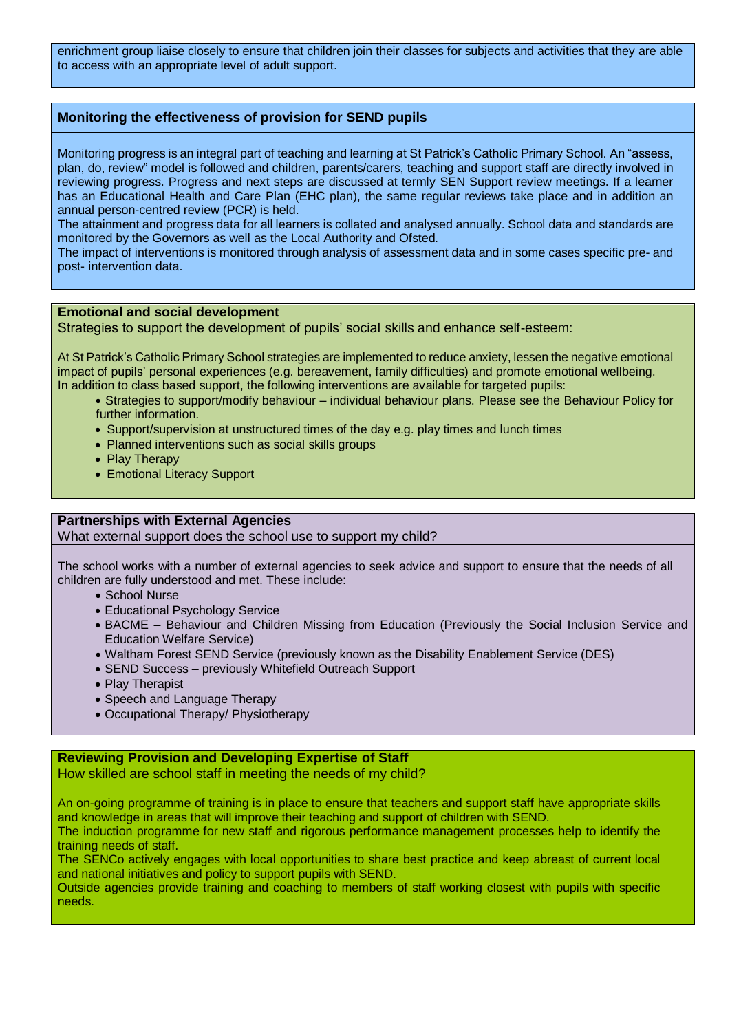enrichment group liaise closely to ensure that children join their classes for subjects and activities that they are able to access with an appropriate level of adult support.

## Monitoring the effectiveness of provision for SEND pupils

Monitoring progress is an integral part of teaching and learning at St Patrick's Catholic Primary School. An "assess, plan, do, review" model is followed and children, parents/carers, teaching and support staff are directly involved in reviewing progress. Progress and next steps are discussed at termly SEN Support review meetings. If a learner has an Educational Health and Care Plan (EHC plan), the same regular reviews take place and in addition an annual person-centred review (PCR) is held.

The attainment and progress data for all learners is collated and analysed annually. School data and standards are monitored by the Governors as well as the Local Authority and Ofsted.

The impact of interventions is monitored through analysis of assessment data and in some cases specific pre- and post- intervention data.

## Emotional and social development

Strategies to support the development of pupils' social skills and enhance self-esteem:

At St Patrick's Catholic Primary School strategies are implemented to reduce anxiety, lessen the negative emotional impact of pupils' personal experiences (e.g. bereavement, family difficulties) and promote emotional wellbeing.
In addition to class based support, the following interventions are available for targeted pupils:

- Strategies to support/modify behaviour – individual behaviour plans. Please see the Behaviour Policy for further information.
- Support/supervision at unstructured times of the day e.g. play times and lunch times
- Planned interventions such as social skills groups
- Play Therapy
- Emotional Literacy Support

## Partnerships with External Agencies

What external support does the school use to support my child?

The school works with a number of external agencies to seek advice and support to ensure that the needs of all children are fully understood and met. These include:

- School Nurse
- Educational Psychology Service
- BACME – Behaviour and Children Missing from Education (Previously the Social Inclusion Service and Education Welfare Service)
- Waltham Forest SEND Service (previously known as the Disability Enablement Service (DES)
- SEND Success – previously Whitefield Outreach Support
- Play Therapist
- Speech and Language Therapy
- Occupational Therapy/ Physiotherapy

## Reviewing Provision and Developing Expertise of Staff

How skilled are school staff in meeting the needs of my child?

An on-going programme of training is in place to ensure that teachers and support staff have appropriate skills and knowledge in areas that will improve their teaching and support of children with SEND.

The induction programme for new staff and rigorous performance management processes help to identify the training needs of staff.

The SENCo actively engages with local opportunities to share best practice and keep abreast of current local and national initiatives and policy to support pupils with SEND.

Outside agencies provide training and coaching to members of staff working closest with pupils with specific needs.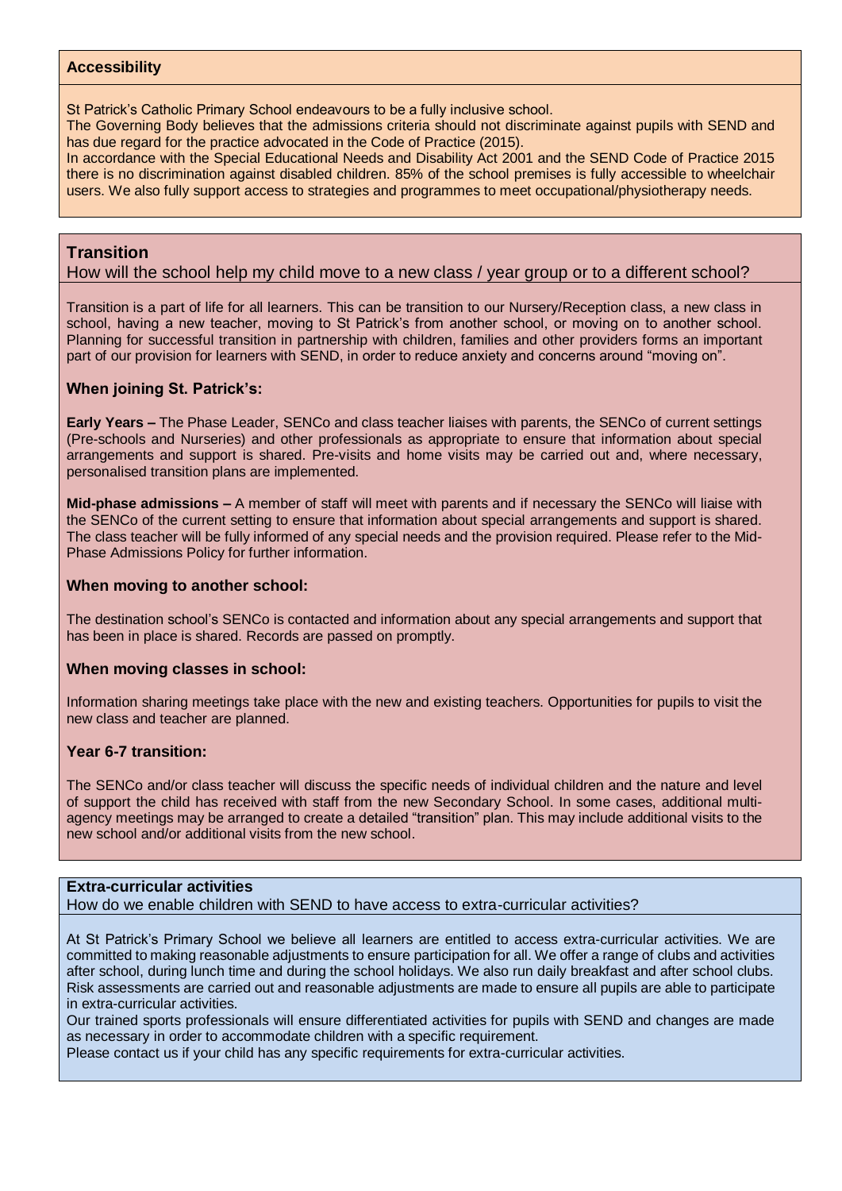## Accessibility

St Patrick's Catholic Primary School endeavours to be a fully inclusive school.
The Governing Body believes that the admissions criteria should not discriminate against pupils with SEND and has due regard for the practice advocated in the Code of Practice (2015).
In accordance with the Special Educational Needs and Disability Act 2001 and the SEND Code of Practice 2015 there is no discrimination against disabled children. 85% of the school premises is fully accessible to wheelchair users. We also fully support access to strategies and programmes to meet occupational/physiotherapy needs.

## Transition

How will the school help my child move to a new class / year group or to a different school?

Transition is a part of life for all learners. This can be transition to our Nursery/Reception class, a new class in school, having a new teacher, moving to St Patrick's from another school, or moving on to another school. Planning for successful transition in partnership with children, families and other providers forms an important part of our provision for learners with SEND, in order to reduce anxiety and concerns around "moving on".

### When joining St. Patrick's:

**Early Years –** The Phase Leader, SENCo and class teacher liaises with parents, the SENCo of current settings (Pre-schools and Nurseries) and other professionals as appropriate to ensure that information about special arrangements and support is shared. Pre-visits and home visits may be carried out and, where necessary, personalised transition plans are implemented.

**Mid-phase admissions –** A member of staff will meet with parents and if necessary the SENCo will liaise with the SENCo of the current setting to ensure that information about special arrangements and support is shared. The class teacher will be fully informed of any special needs and the provision required. Please refer to the Mid-Phase Admissions Policy for further information.

### When moving to another school:

The destination school's SENCo is contacted and information about any special arrangements and support that has been in place is shared. Records are passed on promptly.

### When moving classes in school:

Information sharing meetings take place with the new and existing teachers. Opportunities for pupils to visit the new class and teacher are planned.

### Year 6-7 transition:

The SENCo and/or class teacher will discuss the specific needs of individual children and the nature and level of support the child has received with staff from the new Secondary School. In some cases, additional multi-agency meetings may be arranged to create a detailed "transition" plan. This may include additional visits to the new school and/or additional visits from the new school.

## Extra-curricular activities

How do we enable children with SEND to have access to extra-curricular activities?

At St Patrick's Primary School we believe all learners are entitled to access extra-curricular activities. We are committed to making reasonable adjustments to ensure participation for all. We offer a range of clubs and activities after school, during lunch time and during the school holidays. We also run daily breakfast and after school clubs. Risk assessments are carried out and reasonable adjustments are made to ensure all pupils are able to participate in extra-curricular activities.
Our trained sports professionals will ensure differentiated activities for pupils with SEND and changes are made as necessary in order to accommodate children with a specific requirement.
Please contact us if your child has any specific requirements for extra-curricular activities.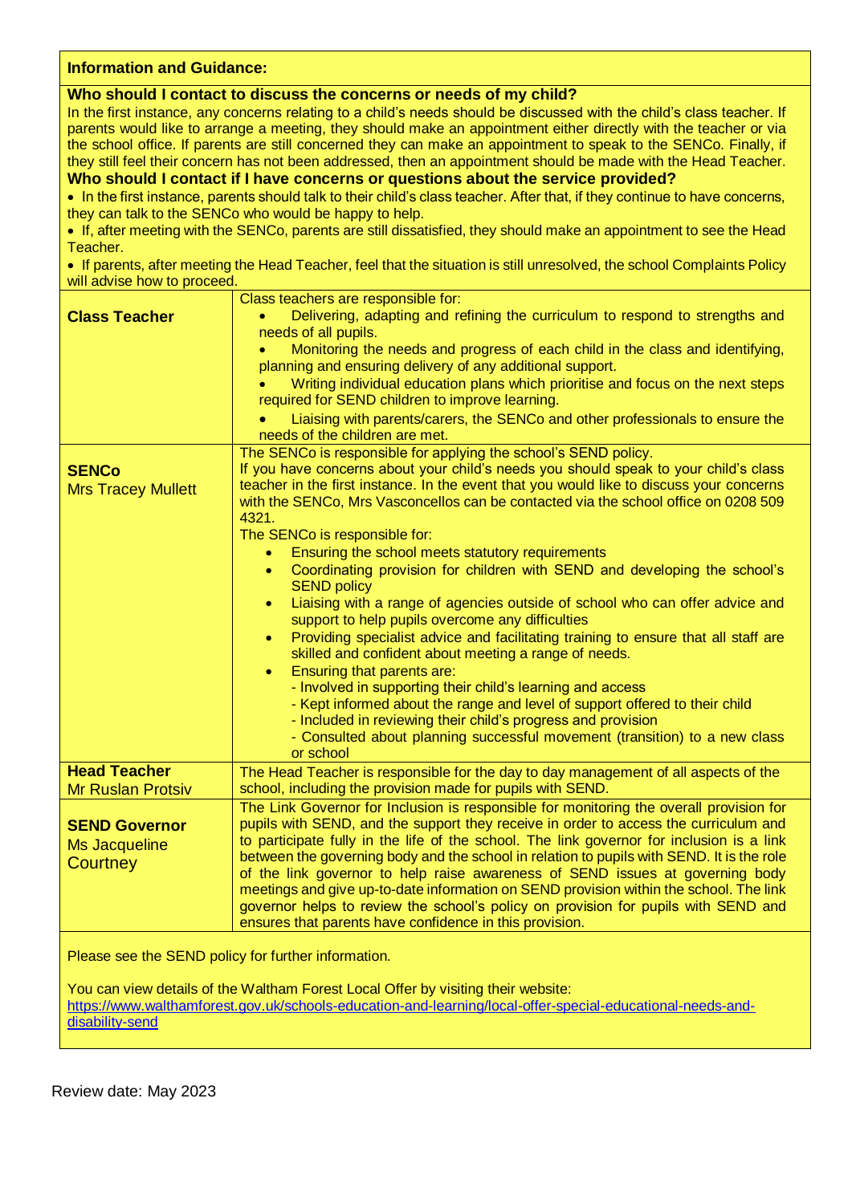## Information and Guidance:

### Who should I contact to discuss the concerns or needs of my child?

In the first instance, any concerns relating to a child's needs should be discussed with the child's class teacher. If parents would like to arrange a meeting, they should make an appointment either directly with the teacher or via the school office. If parents are still concerned they can make an appointment to speak to the SENCo. Finally, if they still feel their concern has not been addressed, then an appointment should be made with the Head Teacher.

### Who should I contact if I have concerns or questions about the service provided?

- In the first instance, parents should talk to their child's class teacher. After that, if they continue to have concerns, they can talk to the SENCo who would be happy to help.
- If, after meeting with the SENCo, parents are still dissatisfied, they should make an appointment to see the Head Teacher.
- If parents, after meeting the Head Teacher, feel that the situation is still unresolved, the school Complaints Policy will advise how to proceed.

| | |
|---|---|
| **Class Teacher** | Class teachers are responsible for:<br>• Delivering, adapting and refining the curriculum to respond to strengths and needs of all pupils.<br>• Monitoring the needs and progress of each child in the class and identifying, planning and ensuring delivery of any additional support.<br>• Writing individual education plans which prioritise and focus on the next steps required for SEND children to improve learning.<br>• Liaising with parents/carers, the SENCo and other professionals to ensure the needs of the children are met. |
| **SENCo**<br>Mrs Tracey Mullett | The SENCo is responsible for applying the school's SEND policy.<br>If you have concerns about your child's needs you should speak to your child's class teacher in the first instance. In the event that you would like to discuss your concerns with the SENCo, Mrs Vasconcellos can be contacted via the school office on 0208 509 4321.<br>The SENCo is responsible for:<br>• Ensuring the school meets statutory requirements<br>• Coordinating provision for children with SEND and developing the school's SEND policy<br>• Liaising with a range of agencies outside of school who can offer advice and support to help pupils overcome any difficulties<br>• Providing specialist advice and facilitating training to ensure that all staff are skilled and confident about meeting a range of needs.<br>• Ensuring that parents are:<br>- Involved in supporting their child's learning and access<br>- Kept informed about the range and level of support offered to their child<br>- Included in reviewing their child's progress and provision<br>- Consulted about planning successful movement (transition) to a new class or school |
| **Head Teacher**<br>Mr Ruslan Protsiv | The Head Teacher is responsible for the day to day management of all aspects of the school, including the provision made for pupils with SEND. |
| **SEND Governor**<br>Ms Jacqueline Courtney | The Link Governor for Inclusion is responsible for monitoring the overall provision for pupils with SEND, and the support they receive in order to access the curriculum and to participate fully in the life of the school. The link governor for inclusion is a link between the governing body and the school in relation to pupils with SEND. It is the role of the link governor to help raise awareness of SEND issues at governing body meetings and give up-to-date information on SEND provision within the school. The link governor helps to review the school's policy on provision for pupils with SEND and ensures that parents have confidence in this provision. |

Please see the SEND policy for further information.

You can view details of the Waltham Forest Local Offer by visiting their website:
https://www.walthamforest.gov.uk/schools-education-and-learning/local-offer-special-educational-needs-and-disability-send

Review date: May 2023